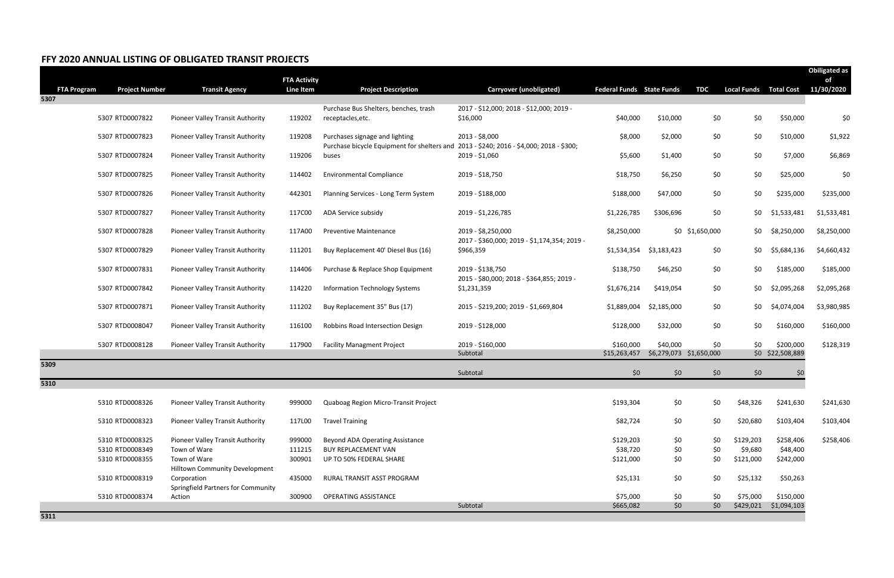# FFY 2020 ANNUAL LISTING OF OBLIGATED TRANSIT PROJECTS

| FTA Program | Project Number | Transit Agency | FTA Activity Line Item | Project Description | Carryover (unobligated) | Federal Funds | State Funds | TDC | Local Funds | Total Cost | Obligated as of 11/30/2020 |
|---|---|---|---|---|---|---|---|---|---|---|---|
| 5307 | | | | | | | | | | | |
| | 5307 RTD0007822 | Pioneer Valley Transit Authority | 119202 | Purchase Bus Shelters, benches, trash receptacles,etc. | 2017 - $12,000; 2018 - $12,000; 2019 - $16,000 | $40,000 | $10,000 | $0 | $0 | $50,000 | $0 |
| | 5307 RTD0007823 | Pioneer Valley Transit Authority | 119208 | Purchases signage and lighting | 2013 - $8,000 | $8,000 | $2,000 | $0 | $0 | $10,000 | $1,922 |
| | 5307 RTD0007824 | Pioneer Valley Transit Authority | 119206 | Purchase bicycle Equipment for shelters and buses | 2013 - $240; 2016 - $4,000; 2018 - $300; 2019 - $1,060 | $5,600 | $1,400 | $0 | $0 | $7,000 | $6,869 |
| | 5307 RTD0007825 | Pioneer Valley Transit Authority | 114402 | Environmental Compliance | 2019 - $18,750 | $18,750 | $6,250 | $0 | $0 | $25,000 | $0 |
| | 5307 RTD0007826 | Pioneer Valley Transit Authority | 442301 | Planning Services - Long Term System | 2019 - $188,000 | $188,000 | $47,000 | $0 | $0 | $235,000 | $235,000 |
| | 5307 RTD0007827 | Pioneer Valley Transit Authority | 117C00 | ADA Service subsidy | 2019 - $1,226,785 | $1,226,785 | $306,696 | $0 | $0 | $1,533,481 | $1,533,481 |
| | 5307 RTD0007828 | Pioneer Valley Transit Authority | 117A00 | Preventive Maintenance | 2019 - $8,250,000 | $8,250,000 | $0 | $1,650,000 | $0 | $8,250,000 | $8,250,000 |
| | 5307 RTD0007829 | Pioneer Valley Transit Authority | 111201 | Buy Replacement 40' Diesel Bus (16) | 2017 - $360,000; 2019 - $1,174,354; 2019 - $966,359 | $1,534,354 | $3,183,423 | $0 | $0 | $5,684,136 | $4,660,432 |
| | 5307 RTD0007831 | Pioneer Valley Transit Authority | 114406 | Purchase & Replace Shop Equipment | 2019 - $138,750 | $138,750 | $46,250 | $0 | $0 | $185,000 | $185,000 |
| | 5307 RTD0007842 | Pioneer Valley Transit Authority | 114220 | Information Technology Systems | 2015 - $80,000; 2018 - $364,855; 2019 - $1,231,359 | $1,676,214 | $419,054 | $0 | $0 | $2,095,268 | $2,095,268 |
| | 5307 RTD0007871 | Pioneer Valley Transit Authority | 111202 | Buy Replacement 35" Bus (17) | 2015 - $219,200; 2019 - $1,669,804 | $1,889,004 | $2,185,000 | $0 | $0 | $4,074,004 | $3,980,985 |
| | 5307 RTD0008047 | Pioneer Valley Transit Authority | 116100 | Robbins Road Intersection Design | 2019 - $128,000 | $128,000 | $32,000 | $0 | $0 | $160,000 | $160,000 |
| | 5307 RTD0008128 | Pioneer Valley Transit Authority | 117900 | Facility Managment Project | 2019 - $160,000 | $160,000 | $40,000 | $0 | $0 | $200,000 | $128,319 |
| | | | | | Subtotal | $15,263,457 | $6,279,073 | $1,650,000 | $0 | $22,508,889 | |
| 5309 | | | | | | | | | | | |
| | | | | | Subtotal | $0 | $0 | $0 | $0 | $0 | |
| 5310 | | | | | | | | | | | |
| | 5310 RTD0008326 | Pioneer Valley Transit Authority | 999000 | Quaboag Region Micro-Transit Project | | $193,304 | $0 | $0 | $48,326 | $241,630 | $241,630 |
| | 5310 RTD0008323 | Pioneer Valley Transit Authority | 117L00 | Travel Training | | $82,724 | $0 | $0 | $20,680 | $103,404 | $103,404 |
| | 5310 RTD0008325 | Pioneer Valley Transit Authority | 999000 | Beyond ADA Operating Assistance | | $129,203 | $0 | $0 | $129,203 | $258,406 | $258,406 |
| | 5310 RTD0008349 | Town of Ware | 111215 | BUY REPLACEMENT VAN | | $38,720 | $0 | $0 | $9,680 | $48,400 | |
| | 5310 RTD0008355 | Town of Ware | 300901 | UP TO 50% FEDERAL SHARE | | $121,000 | $0 | $0 | $121,000 | $242,000 | |
| | 5310 RTD0008319 | Hilltown Community Development Corporation | 435000 | RURAL TRANSIT ASST PROGRAM | | $25,131 | $0 | $0 | $25,132 | $50,263 | |
| | 5310 RTD0008374 | Springfield Partners for Community Action | 300900 | OPERATING ASSISTANCE | | $75,000 | $0 | $0 | $75,000 | $150,000 | |
| | | | | | Subtotal | $665,082 | $0 | $0 | $429,021 | $1,094,103 | |
| 5311 | | | | | | | | | | | |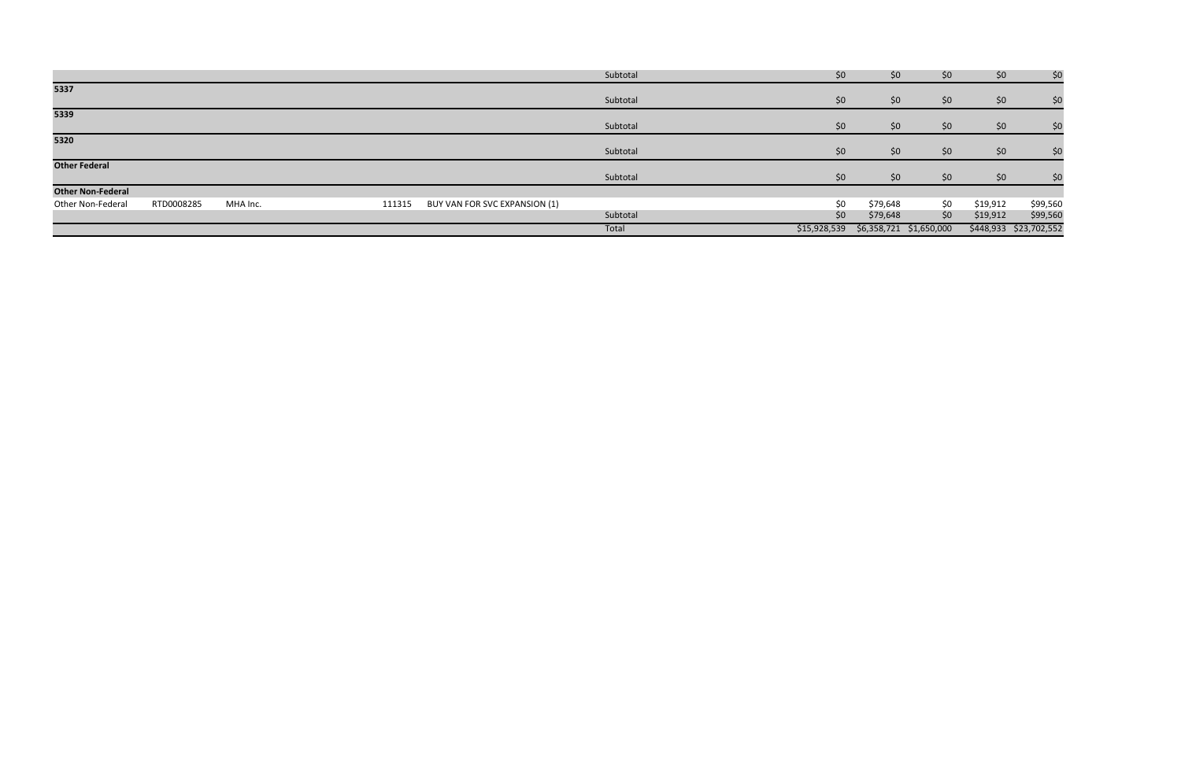| | | | | | | | | | | |
|---|---|---|---|---|---|---|---|---|---|---|
| | | | | | Subtotal | $0 | $0 | $0 | $0 | $0 |
| **5337** | | | | | | | | | | |
| | | | | | Subtotal | $0 | $0 | $0 | $0 | $0 |
| **5339** | | | | | | | | | | |
| | | | | | Subtotal | $0 | $0 | $0 | $0 | $0 |
| **5320** | | | | | | | | | | |
| | | | | | Subtotal | $0 | $0 | $0 | $0 | $0 |
| **Other Federal** | | | | | | | | | | |
| | | | | | Subtotal | $0 | $0 | $0 | $0 | $0 |
| **Other Non-Federal** | | | | | | | | | | |
| Other Non-Federal | RTD0008285 | MHA Inc. | 111315 | BUY VAN FOR SVC EXPANSION (1) | | $0 | $79,648 | $0 | $19,912 | $99,560 |
| | | | | | Subtotal | $0 | $79,648 | $0 | $19,912 | $99,560 |
| | | | | | Total | $15,928,539 | $6,358,721 | $1,650,000 | $448,933 | $23,702,552 |